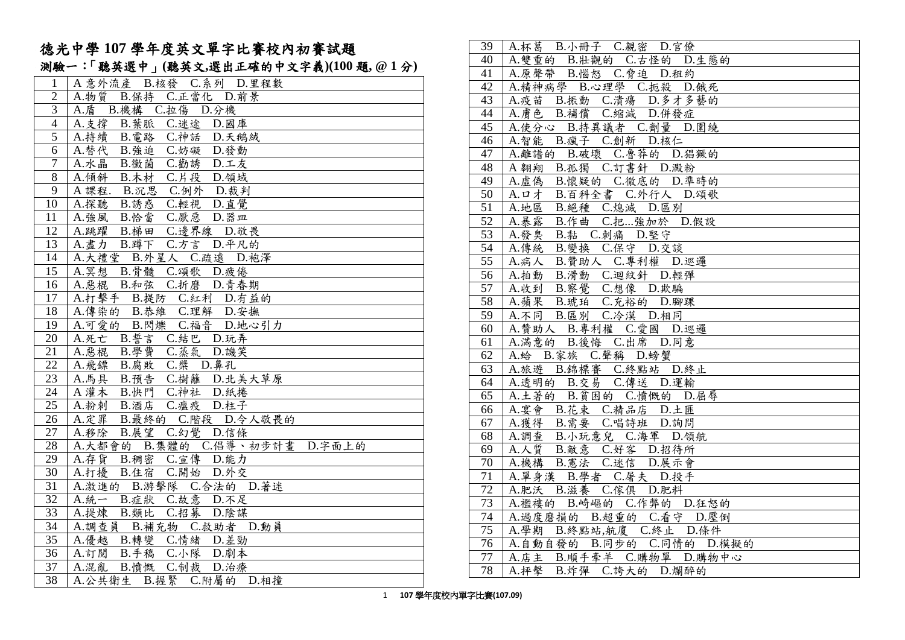# 德光中學 107 學年度英文單字比賽校內初賽試題

## 測驗一：「聽英選中」(聽英文,選出正確的中文字義)(100 題, @ 1 分)

| | |
|---|---|
| 1 | A 意外流產　B.核發　C.系列　D.里程數 |
| 2 | A.物質　B.保持　C.正當化　D.前景 |
| 3 | A.盾　B.機構　C.拉傷　D.分機 |
| 4 | A.支撐　B.葉脈　C.迷途　D.國庫 |
| 5 | A.持續　B.電路　C.神話　D.天鵝絨 |
| 6 | A.替代　B.強迫　C.妨礙　D.發動 |
| 7 | A.水晶　B.黴菌　C.勸誘　D.工友 |
| 8 | A.傾斜　B.木材　C.片段　D.領域 |
| 9 | A 課程.　B.沉思　C.例外　D.裁判 |
| 10 | A.探聽　B.誘惑　C.輕視　D.直覺 |
| 11 | A.強風　B.恰當　C.厭惡　D.器皿 |
| 12 | A.跳躍　B.梯田　C.邊界線　D.敬畏 |
| 13 | A.盡力　B.蹲下　C.方言　D.平凡的 |
| 14 | A.大禮堂　B.外星人　C.疏遠　D.袍澤 |
| 15 | A.冥想　B.骨髓　C.頌歌　D.疲倦 |
| 16 | A.惡棍　B.和弦　C.折磨　D.青春期 |
| 17 | A.打擊手　B.提防　C.紅利　D.有益的 |
| 18 | A.傳染的　B.恭維　C.理解　D.安撫 |
| 19 | A.可愛的　B.閃爍　C.福音　D.地心引力 |
| 20 | A.死亡　B.誓言　C.結巴　D.玩弄 |
| 21 | A.惡棍　B.學費　C.蒸氣　D.譏笑 |
| 22 | A.飛鏢　B.腐敗　C.槳　D.鼻孔 |
| 23 | A.馬具　B.預告　C.樹籬　D.北美大草原 |
| 24 | A 灌木　B.快門　C.神社　D.紙捲 |
| 25 | A.粉刺　B.酒店　C.瘟疫　D.柱子 |
| 26 | A.定罪　B.最終的　C.階段　D.令人敬畏的 |
| 27 | A.移除　B.展望　C.幻覺　D.信條 |
| 28 | A.大都會的　B.集體的　C.倡導、初步計畫　D.字面上的 |
| 29 | A.存貨　B.稠密　C.宣傳　D.能力 |
| 30 | A.打擾　B.住宿　C.開始　D.外交 |
| 31 | A.激進的　B.游擊隊　C.合法的　D.著迷 |
| 32 | A.統一　B.症狀　C.故意　D.不足 |
| 33 | A.提煉　B.類比　C.招募　D.陰謀 |
| 34 | A.調查員　B.補充物　C.救助者　D.動員 |
| 35 | A.優越　B.轉變　C.情緒　D.差勁 |
| 36 | A.訂閱　B.手稿　C.小隊　D.劇本 |
| 37 | A.混亂　B.憤慨　C.制裁　D.治療 |
| 38 | A.公共衛生　B.握緊　C.附屬的　D.相撞 |
| 39 | A.杯葛　B.小冊子　C.親密　D.官僚 |
| 40 | A.雙重的　B.壯觀的　C.古怪的　D.生態的 |
| 41 | A.原聲帶　B.惱怒　C.脅迫　D.租約 |
| 42 | A.精神病學　B.心理學　C.扼殺　D.餓死 |
| 43 | A.疫苗　B.振動　C.潰瘍　D.多才多藝的 |
| 44 | A.膚色　B.補償　C.縮減　D.併發症 |
| 45 | A.使分心　B.持異議者　C.劑量　D.圍繞 |
| 46 | A.智能　B.瘋子　C.創新　D.核仁 |
| 47 | A.離譜的　B.破壞　C.魯莽的　D.猖獗的 |
| 48 | A 翱翔　B.孤獨　C.訂書針　D.澱粉 |
| 49 | A.虛偽　B.懷疑的　C.徹底的　D.準時的 |
| 50 | A.口才　B.百科全書　C.外行人　D.頌歌 |
| 51 | A.地區　B.絕種　C.熄滅　D.區別 |
| 52 | A.暴露　B.作曲　C.把...強加於　D.假設 |
| 53 | A.發臭　B.黏　C.刺痛　D.堅守 |
| 54 | A.傳統　B.變換　C.保守　D.交談 |
| 55 | A.病人　B.贊助人　C.專利權　D.巡邏 |
| 56 | A.拍動　B.滑動　C.迴紋針　D.輕彈 |
| 57 | A.收到　B.察覺　C.想像　D.欺騙 |
| 58 | A.蘋果　B.琥珀　C.充裕的　D.腳踝 |
| 59 | A.不同　B.區別　C.冷漠　D.相同 |
| 60 | A.贊助人　B.專利權　C.愛國　D.巡邏 |
| 61 | A.滿意的　B.後悔　C.出席　D.同意 |
| 62 | A.蛤　B.家族　C.聲稱　D.螃蟹 |
| 63 | A.旅遊　B.錦標賽　C.終點站　D.終止 |
| 64 | A.透明的　B.交易　C.傳送　D.運輸 |
| 65 | A.土著的　B.貧困的　C.憤慨的　D.屈辱 |
| 66 | A.宴會　B.花束　C.精品店　D.土匪 |
| 67 | A.獲得　B.需要　C.唱詩班　D.詢問 |
| 68 | A.調查　B.小玩意兒　C.海軍　D.領航 |
| 69 | A.人質　B.敵意　C.好客　D.招待所 |
| 70 | A.機構　B.憲法　C.迷信　D.展示會 |
| 71 | A.單身漢　B.學者　C.屠夫　D.投手 |
| 72 | A.肥沃　B.滋養　C.傢俱　D.肥料 |
| 73 | A.襤褸的　B.崎嶇的　C.作弊的　D.狂怒的 |
| 74 | A.過度磨損的　B.超重的　C.看守　D.壓倒 |
| 75 | A.學期　B.終點站,航廈　C.終止　D.條件 |
| 76 | A.自動自發的　B.同步的　C.同情的　D.模擬的 |
| 77 | A.店主　B.順手牽羊　C.購物單　D.購物中心 |
| 78 | A.抨擊　B.炸彈　C.誇大的　D.爛醉的 |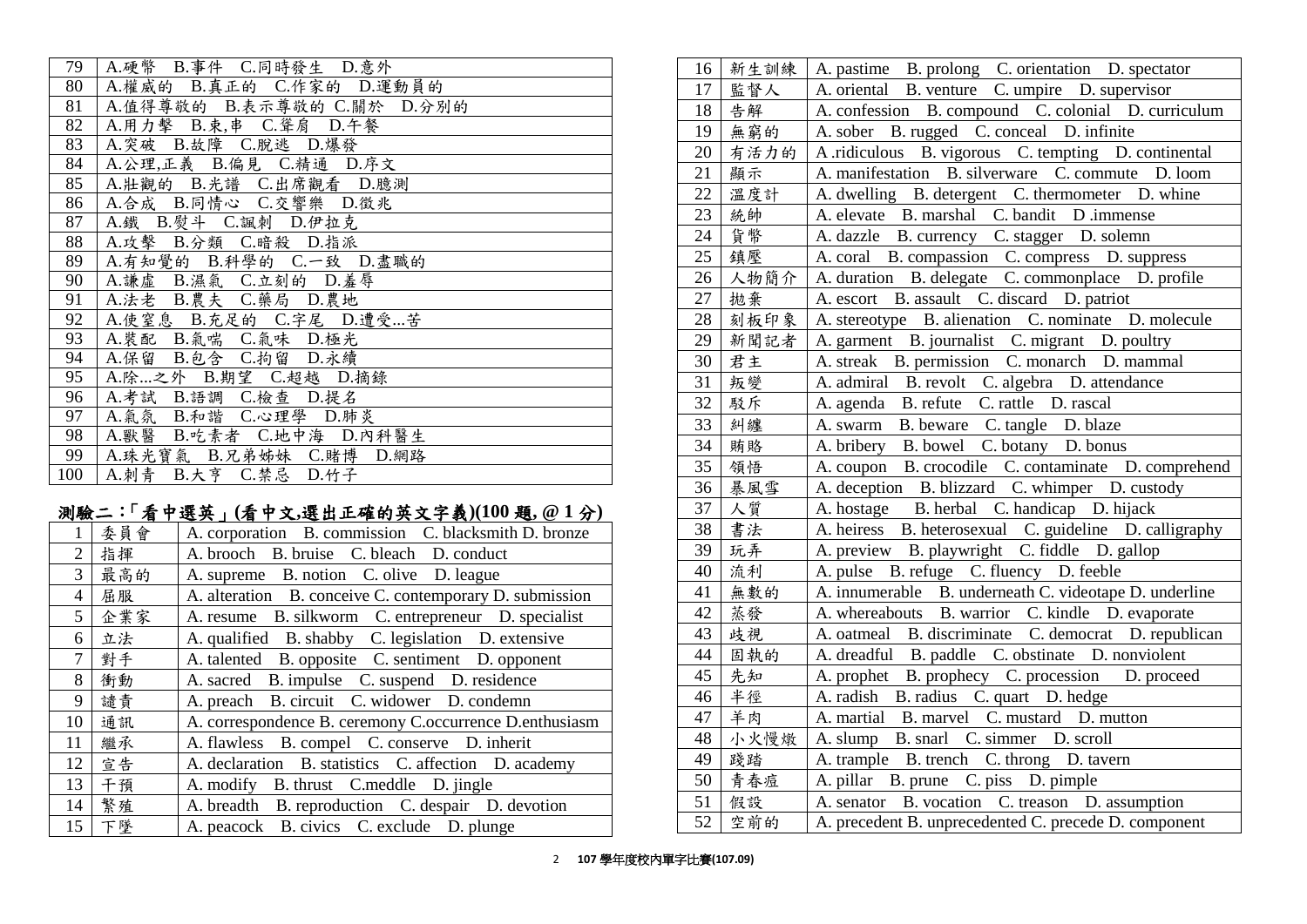| 79 | A.硬幣　B.事件　C.同時發生　D.意外 |
|---|---|
| 80 | A.權威的　B.真正的　C.作家的　D.運動員的 |
| 81 | A.值得尊敬的　B.表示尊敬的 C.關於　D.分別的 |
| 82 | A.用力擊　B.束,串　C.聳肩　D.午餐 |
| 83 | A.突破　B.故障　C.脫逃　D.爆發 |
| 84 | A.公理,正義　B.偏見　C.精通　D.序文 |
| 85 | A.壯觀的　B.光譜　C.出席觀看　D.臆測 |
| 86 | A.合成　B.同情心　C.交響樂　D.徵兆 |
| 87 | A.鐵　B.熨斗　C.諷刺　D.伊拉克 |
| 88 | A.攻擊　B.分類　C.暗殺　D.指派 |
| 89 | A.有知覺的　B.科學的　C.一致　D.盡職的 |
| 90 | A.謙虛　B.濕氣　C.立刻的　D.羞辱 |
| 91 | A.法老　B.農夫　C.藥局　D.農地 |
| 92 | A.使窒息　B.充足的　C.字尾　D.遭受...苦 |
| 93 | A.裝配　B.氣喘　C.氣味　D.極光 |
| 94 | A.保留　B.包含　C.拘留　D.永續 |
| 95 | A.除...之外　B.期望　C.超越　D.摘錄 |
| 96 | A.考試　B.語調　C.檢查　D.提名 |
| 97 | A.氣氛　B.和諧　C.心理學　D.肺炎 |
| 98 | A.獸醫　B.吃素者　C.地中海　D.內科醫生 |
| 99 | A.珠光寶氣　B.兄弟姊妹　C.賭博　D.網路 |
| 100 | A.刺青　B.大亨　C.禁忌　D.竹子 |

## 測驗二：「看中選英」(看中文,選出正確的英文字義)(100 題, @ 1 分)

| 1 | 委員會 | A. corporation　B. commission　C. blacksmith D. bronze |
|---|---|---|
| 2 | 指揮 | A. brooch　B. bruise　C. bleach　D. conduct |
| 3 | 最高的 | A. supreme　B. notion　C. olive　D. league |
| 4 | 屈服 | A. alteration　B. conceive C. contemporary D. submission |
| 5 | 企業家 | A. resume　B. silkworm　C. entrepreneur　D. specialist |
| 6 | 立法 | A. qualified　B. shabby　C. legislation　D. extensive |
| 7 | 對手 | A. talented　B. opposite　C. sentiment　D. opponent |
| 8 | 衝動 | A. sacred　B. impulse　C. suspend　D. residence |
| 9 | 譴責 | A. preach　B. circuit　C. widower　D. condemn |
| 10 | 通訊 | A. correspondence B. ceremony C.occurrence D.enthusiasm |
| 11 | 繼承 | A. flawless　B. compel　C. conserve　D. inherit |
| 12 | 宣告 | A. declaration　B. statistics　C. affection　D. academy |
| 13 | 干預 | A. modify　B. thrust　C.meddle　D. jingle |
| 14 | 繁殖 | A. breadth　B. reproduction　C. despair　D. devotion |
| 15 | 下墜 | A. peacock　B. civics　C. exclude　D. plunge |
| 16 | 新生訓練 | A. pastime　B. prolong　C. orientation　D. spectator |
| 17 | 監督人 | A. oriental　B. venture　C. umpire　D. supervisor |
| 18 | 告解 | A. confession　B. compound　C. colonial　D. curriculum |
| 19 | 無窮的 | A. sober　B. rugged　C. conceal　D. infinite |
| 20 | 有活力的 | A .ridiculous　B. vigorous　C. tempting　D. continental |
| 21 | 顯示 | A. manifestation　B. silverware　C. commute　D. loom |
| 22 | 溫度計 | A. dwelling　B. detergent　C. thermometer　D. whine |
| 23 | 統帥 | A. elevate　B. marshal　C. bandit　D .immense |
| 24 | 貨幣 | A. dazzle　B. currency　C. stagger　D. solemn |
| 25 | 鎮壓 | A. coral　B. compassion　C. compress　D. suppress |
| 26 | 人物簡介 | A. duration　B. delegate　C. commonplace　D. profile |
| 27 | 拋棄 | A. escort　B. assault　C. discard　D. patriot |
| 28 | 刻板印象 | A. stereotype　B. alienation　C. nominate　D. molecule |
| 29 | 新聞記者 | A. garment　B. journalist　C. migrant　D. poultry |
| 30 | 君主 | A. streak　B. permission　C. monarch　D. mammal |
| 31 | 叛變 | A. admiral　B. revolt　C. algebra　D. attendance |
| 32 | 駁斥 | A. agenda　B. refute　C. rattle　D. rascal |
| 33 | 糾纏 | A. swarm　B. beware　C. tangle　D. blaze |
| 34 | 賄賂 | A. bribery　B. bowel　C. botany　D. bonus |
| 35 | 領悟 | A. coupon　B. crocodile　C. contaminate　D. comprehend |
| 36 | 暴風雪 | A. deception　B. blizzard　C. whimper　D. custody |
| 37 | 人質 | A. hostage　B. herbal　C. handicap　D. hijack |
| 38 | 書法 | A. heiress　B. heterosexual　C. guideline　D. calligraphy |
| 39 | 玩弄 | A. preview　B. playwright　C. fiddle　D. gallop |
| 40 | 流利 | A. pulse　B. refuge　C. fluency　D. feeble |
| 41 | 無數的 | A. innumerable　B. underneath C. videotape D. underline |
| 42 | 蒸發 | A. whereabouts　B. warrior　C. kindle　D. evaporate |
| 43 | 歧視 | A. oatmeal　B. discriminate　C. democrat　D. republican |
| 44 | 固執的 | A. dreadful　B. paddle　C. obstinate　D. nonviolent |
| 45 | 先知 | A. prophet　B. prophecy　C. procession　D. proceed |
| 46 | 半徑 | A. radish　B. radius　C. quart　D. hedge |
| 47 | 羊肉 | A. martial　B. marvel　C. mustard　D. mutton |
| 48 | 小火慢燉 | A. slump　B. snarl　C. simmer　D. scroll |
| 49 | 踐踏 | A. trample　B. trench　C. throng　D. tavern |
| 50 | 青春痘 | A. pillar　B. prune　C. piss　D. pimple |
| 51 | 假設 | A. senator　B. vocation　C. treason　D. assumption |
| 52 | 空前的 | A. precedent B. unprecedented C. precede D. component |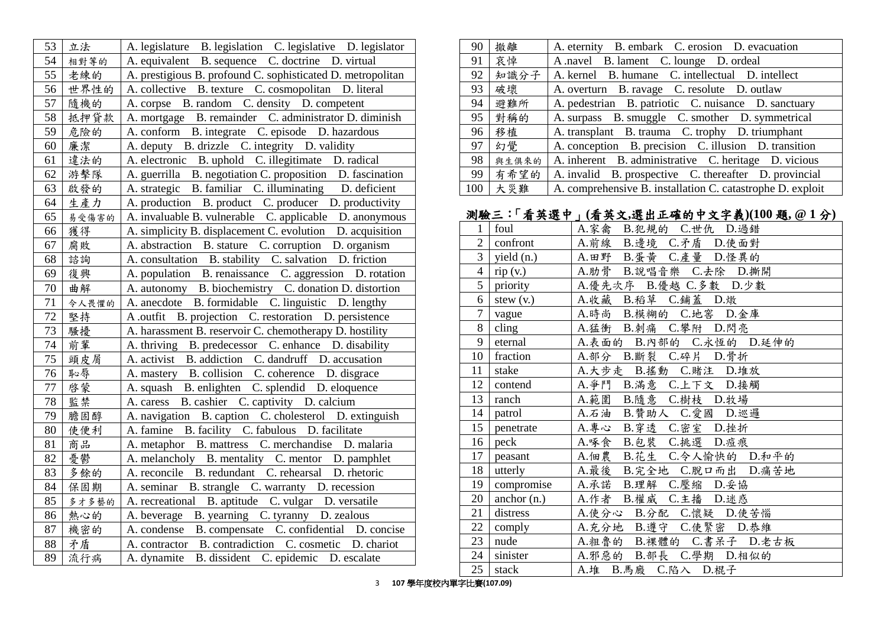| | | |
|---|---|---|
| 53 | 立法 | A. legislature B. legislation C. legislative D. legislator |
| 54 | 相對等的 | A. equivalent B. sequence C. doctrine D. virtual |
| 55 | 老練的 | A. prestigious B. profound C. sophisticated D. metropolitan |
| 56 | 世界性的 | A. collective B. texture C. cosmopolitan D. literal |
| 57 | 隨機的 | A. corpse B. random C. density D. competent |
| 58 | 抵押貸款 | A. mortgage B. remainder C. administrator D. diminish |
| 59 | 危險的 | A. conform B. integrate C. episode D. hazardous |
| 60 | 廉潔 | A. deputy B. drizzle C. integrity D. validity |
| 61 | 違法的 | A. electronic B. uphold C. illegitimate D. radical |
| 62 | 游擊隊 | A. guerrilla B. negotiation C. proposition D. fascination |
| 63 | 啟發的 | A. strategic B. familiar C. illuminating D. deficient |
| 64 | 生產力 | A. production B. product C. producer D. productivity |
| 65 | 易受傷害的 | A. invaluable B. vulnerable C. applicable D. anonymous |
| 66 | 獲得 | A. simplicity B. displacement C. evolution D. acquisition |
| 67 | 腐敗 | A. abstraction B. stature C. corruption D. organism |
| 68 | 諮詢 | A. consultation B. stability C. salvation D. friction |
| 69 | 復興 | A. population B. renaissance C. aggression D. rotation |
| 70 | 曲解 | A. autonomy B. biochemistry C. donation D. distortion |
| 71 | 令人畏懼的 | A. anecdote B. formidable C. linguistic D. lengthy |
| 72 | 堅持 | A .outfit B. projection C. restoration D. persistence |
| 73 | 騷擾 | A. harassment B. reservoir C. chemotherapy D. hostility |
| 74 | 前輩 | A. thriving B. predecessor C. enhance D. disability |
| 75 | 頭皮屑 | A. activist B. addiction C. dandruff D. accusation |
| 76 | 恥辱 | A. mastery B. collision C. coherence D. disgrace |
| 77 | 啓蒙 | A. squash B. enlighten C. splendid D. eloquence |
| 78 | 監禁 | A. caress B. cashier C. captivity D. calcium |
| 79 | 膽固醇 | A. navigation B. caption C. cholesterol D. extinguish |
| 80 | 使便利 | A. famine B. facility C. fabulous D. facilitate |
| 81 | 商品 | A. metaphor B. mattress C. merchandise D. malaria |
| 82 | 憂鬱 | A. melancholy B. mentality C. mentor D. pamphlet |
| 83 | 多餘的 | A. reconcile B. redundant C. rehearsal D. rhetoric |
| 84 | 保固期 | A. seminar B. strangle C. warranty D. recession |
| 85 | 多才多藝的 | A. recreational B. aptitude C. vulgar D. versatile |
| 86 | 熱心的 | A. beverage B. yearning C. tyranny D. zealous |
| 87 | 機密的 | A. condense B. compensate C. confidential D. concise |
| 88 | 矛盾 | A. contractor B. contradiction C. cosmetic D. chariot |
| 89 | 流行病 | A. dynamite B. dissident C. epidemic D. escalate |
| 90 | 撤離 | A. eternity B. embark C. erosion D. evacuation |
| 91 | 哀悼 | A .navel B. lament C. lounge D. ordeal |
| 92 | 知識分子 | A. kernel B. humane C. intellectual D. intellect |
| 93 | 破壞 | A. overturn B. ravage C. resolute D. outlaw |
| 94 | 避難所 | A. pedestrian B. patriotic C. nuisance D. sanctuary |
| 95 | 對稱的 | A. surpass B. smuggle C. smother D. symmetrical |
| 96 | 移植 | A. transplant B. trauma C. trophy D. triumphant |
| 97 | 幻覺 | A. conception B. precision C. illusion D. transition |
| 98 | 與生俱來的 | A. inherent B. administrative C. heritage D. vicious |
| 99 | 有希望的 | A. invalid B. prospective C. thereafter D. provincial |
| 100 | 大災難 | A. comprehensive B. installation C. catastrophe D. exploit |

## 測驗三：「看英選中」(看英文,選出正確的中文字義)(100 題, @ 1 分)

| | | |
|---|---|---|
| 1 | foul | A.家禽 B.犯規的 C.世仇 D.過錯 |
| 2 | confront | A.前線 B.邊境 C.矛盾 D.使面對 |
| 3 | yield (n.) | A.田野 B.蛋黃 C.產量 D.怪異的 |
| 4 | rip (v.) | A.肋骨 B.說唱音樂 C.去除 D.撕開 |
| 5 | priority | A.優先次序 B.優越 C.多數 D.少數 |
| 6 | stew (v.) | A.收藏 B.稻草 C.鋪蓋 D.燉 |
| 7 | vague | A.時尚 B.模糊的 C.地窖 D.金庫 |
| 8 | cling | A.猛衝 B.刺痛 C.攀附 D.閃亮 |
| 9 | eternal | A.表面的 B.內部的 C.永恆的 D.延伸的 |
| 10 | fraction | A.部分 B.斷裂 C.碎片 D.骨折 |
| 11 | stake | A.大步走 B.搖動 C.賭注 D.堆放 |
| 12 | contend | A.爭鬥 B.滿意 C.上下文 D.接觸 |
| 13 | ranch | A.範圍 B.隨意 C.樹枝 D.牧場 |
| 14 | patrol | A.石油 B.贊助人 C.愛國 D.巡邏 |
| 15 | penetrate | A.專心 B.穿透 C.密室 D.挫折 |
| 16 | peck | A.啄食 B.包裝 C.挑選 D.痘痕 |
| 17 | peasant | A.佃農 B.花生 C.令人愉快的 D.和平的 |
| 18 | utterly | A.最後 B.完全地 C.脫口而出 D.痛苦地 |
| 19 | compromise | A.承諾 B.理解 C.壓縮 D.妥協 |
| 20 | anchor (n.) | A.作者 B.權威 C.主播 D.迷惑 |
| 21 | distress | A.使分心 B.分配 C.懷疑 D.使苦惱 |
| 22 | comply | A.充分地 B.遵守 C.使緊密 D.恭維 |
| 23 | nude | A.粗魯的 B.裸體的 C.書呆子 D.老古板 |
| 24 | sinister | A.邪惡的 B.部長 C.學期 D.相似的 |
| 25 | stack | A.堆 B.馬廄 C.陷入 D.棍子 |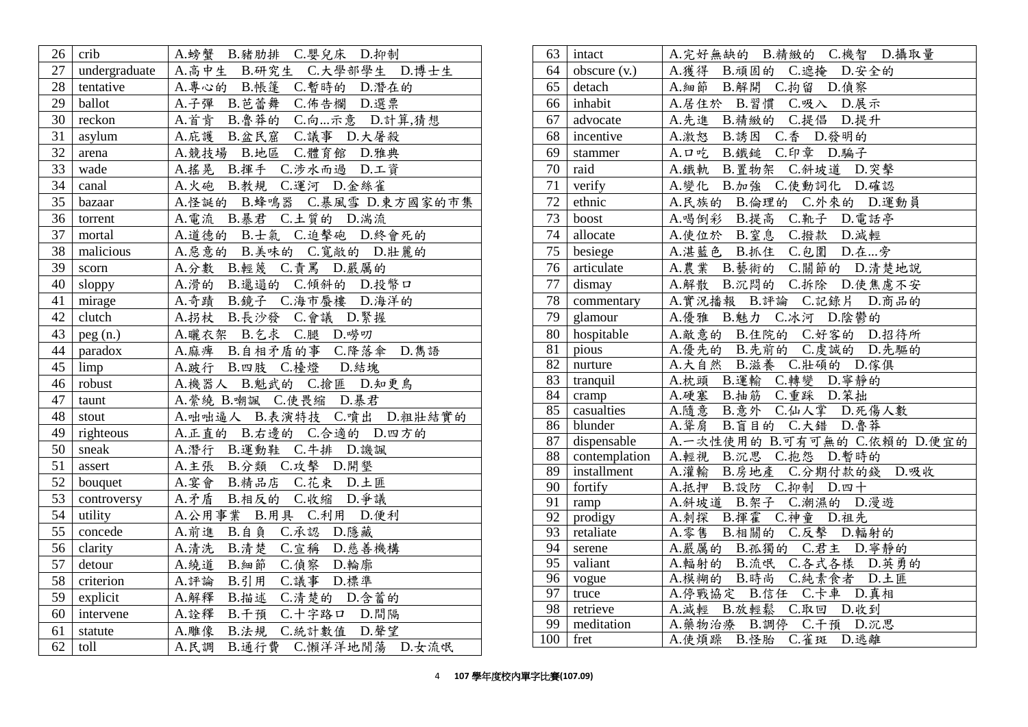| | | |
|---|---|---|
| 26 | crib | A.螃蟹　B.豬肋排　C.嬰兒床　D.抑制 |
| 27 | undergraduate | A.高中生　B.研究生　C.大學部學生　D.博士生 |
| 28 | tentative | A.專心的　B.帳篷　C.暫時的　D.潛在的 |
| 29 | ballot | A.子彈　B.芭蕾舞　C.佈告欄　D.選票 |
| 30 | reckon | A.首肯　B.魯莽的　C.向...示意　D.計算,猜想 |
| 31 | asylum | A.庇護　B.盆民窟　C.議事　D.大屠殺 |
| 32 | arena | A.競技場　B.地區　C.體育館　D.雅典 |
| 33 | wade | A.搖晃　B.揮手　C.涉水而過　D.工資 |
| 34 | canal | A.火砲　B.教規　C.運河　D.金絲雀 |
| 35 | bazaar | A.怪誕的　B.蜂鳴器　C.暴風雪 D.東方國家的市集 |
| 36 | torrent | A.電流　B.暴君　C.土質的　D.湍流 |
| 37 | mortal | A.道德的　B.士氣　C.迫擊砲　D.終會死的 |
| 38 | malicious | A.惡意的　B.美味的　C.寬敞的　D.壯麗的 |
| 39 | scorn | A.分數　B.輕蔑　C.責罵　D.嚴厲的 |
| 40 | sloppy | A.滑的　B.邋遢的　C.傾斜的　D.投幣口 |
| 41 | mirage | A.奇蹟　B.鏡子　C.海市蜃樓　D.海洋的 |
| 42 | clutch | A.拐杖　B.長沙發　C.會議　D.緊握 |
| 43 | peg (n.) | A.曬衣架　B.乞求　C.腿　D.嘮叨 |
| 44 | paradox | A.麻痺　B.自相矛盾的事　C.降落傘　D.雋語 |
| 45 | limp | A.跛行　B.四肢　C.檯燈　D.結塊 |
| 46 | robust | A.機器人　B.魁武的　C.搶匪　D.知更鳥 |
| 47 | taunt | A.縈繞 B.嘲諷　C.使畏縮　D.暴君 |
| 48 | stout | A.咄咄逼人　B.表演特技　C.噴出　D.粗壯結實的 |
| 49 | righteous | A.正直的　B.右邊的　C.合適的　D.四方的 |
| 50 | sneak | A.潛行　B.運動鞋　C.牛排　D.譏諷 |
| 51 | assert | A.主張　B.分類　C.攻擊　D.開墾 |
| 52 | bouquet | A.宴會　B.精品店　C.花束　D.土匪 |
| 53 | controversy | A.矛盾　B.相反的　C.收縮　D.爭議 |
| 54 | utility | A.公用事業　B.用具　C.利用　D.便利 |
| 55 | concede | A.前進　B.自負　C.承認　D.隱藏 |
| 56 | clarity | A.清洗　B.清楚　C.宣稱　D.慈善機構 |
| 57 | detour | A.繞道　B.細節　C.偵察　D.輪廓 |
| 58 | criterion | A.評論　B.引用　C.議事　D.標準 |
| 59 | explicit | A.解釋　B.描述　C.清楚的　D.含蓄的 |
| 60 | intervene | A.詮釋　B.干預　C.十字路口　D.間隔 |
| 61 | statute | A.雕像　B.法規　C.統計數值　D.聲望 |
| 62 | toll | A.民調　B.通行費　C.懶洋洋地閒蕩　D.女流氓 |
| 63 | intact | A.完好無缺的　B.精緻的　C.機智　D.攝取量 |
| 64 | obscure (v.) | A.獲得　B.頑固的　C.遮掩　D.安全的 |
| 65 | detach | A.細節　B.解開　C.拘留　D.偵察 |
| 66 | inhabit | A.居住於　B.習慣　C.吸入　D.展示 |
| 67 | advocate | A.先進　B.精緻的　C.提倡　D.提升 |
| 68 | incentive | A.激怒　B.誘因　C.香　D.發明的 |
| 69 | stammer | A.口吃　B.鐵鎚　C.印章　D.騙子 |
| 70 | raid | A.鐵軌　B.置物架　C.斜坡道　D.突擊 |
| 71 | verify | A.變化　B.加強　C.使動詞化　D.確認 |
| 72 | ethnic | A.民族的　B.倫理的　C.外來的　D.運動員 |
| 73 | boost | A.喝倒彩　B.提高　C.靴子　D.電話亭 |
| 74 | allocate | A.使位於　B.窒息　C.撥款　D.減輕 |
| 75 | besiege | A.湛藍色　B.抓住　C.包圍　D.在...旁 |
| 76 | articulate | A.農業　B.藝術的　C.關節的　D.清楚地說 |
| 77 | dismay | A.解散　B.沉悶的　C.拆除　D.使焦慮不安 |
| 78 | commentary | A.實況播報　B.評論　C.記錄片　D.商品的 |
| 79 | glamour | A.優雅　B.魅力　C.冰河　D.陰鬱的 |
| 80 | hospitable | A.敵意的　B.住院的　C.好客的　D.招待所 |
| 81 | pious | A.優先的　B.先前的　C.虔誠的　D.先驅的 |
| 82 | nurture | A.大自然　B.滋養　C.壯碩的　D.傢俱 |
| 83 | tranquil | A.枕頭　B.運輸　C.轉變　D.寧靜的 |
| 84 | cramp | A.硬塞　B.抽筋　C.重踩　D.笨拙 |
| 85 | casualties | A.隨意　B.意外　C.仙人掌　D.死傷人數 |
| 86 | blunder | A.聳肩　B.盲目的　C.大錯　D.魯莽 |
| 87 | dispensable | A.一次性使用的 B.可有可無的 C.依賴的 D.便宜的 |
| 88 | contemplation | A.輕視　B.沉思　C.抱怨　D.暫時的 |
| 89 | installment | A.灌輸　B.房地產　C.分期付款的錢　D.吸收 |
| 90 | fortify | A.抵押　B.設防　C.抑制　D.四十 |
| 91 | ramp | A.斜坡道　B.架子　C.潮濕的　D.漫遊 |
| 92 | prodigy | A.刺探　B.揮霍　C.神童　D.祖先 |
| 93 | retaliate | A.零售　B.相關的　C.反擊　D.輻射的 |
| 94 | serene | A.嚴厲的　B.孤獨的　C.君主　D.寧靜的 |
| 95 | valiant | A.輻射的　B.流氓　C.各式各樣　D.英勇的 |
| 96 | vogue | A.模糊的　B.時尚　C.純素食者　D.土匪 |
| 97 | truce | A.停戰協定　B.信任　C.卡車　D.真相 |
| 98 | retrieve | A.減輕　B.放輕鬆　C.取回　D.收到 |
| 99 | meditation | A.藥物治療　B.調停　C.干預　D.沉思 |
| 100 | fret | A.使煩躁　B.怪胎　C.雀斑　D.逃離 |

**107 學年度校內單字比賽(107.09)**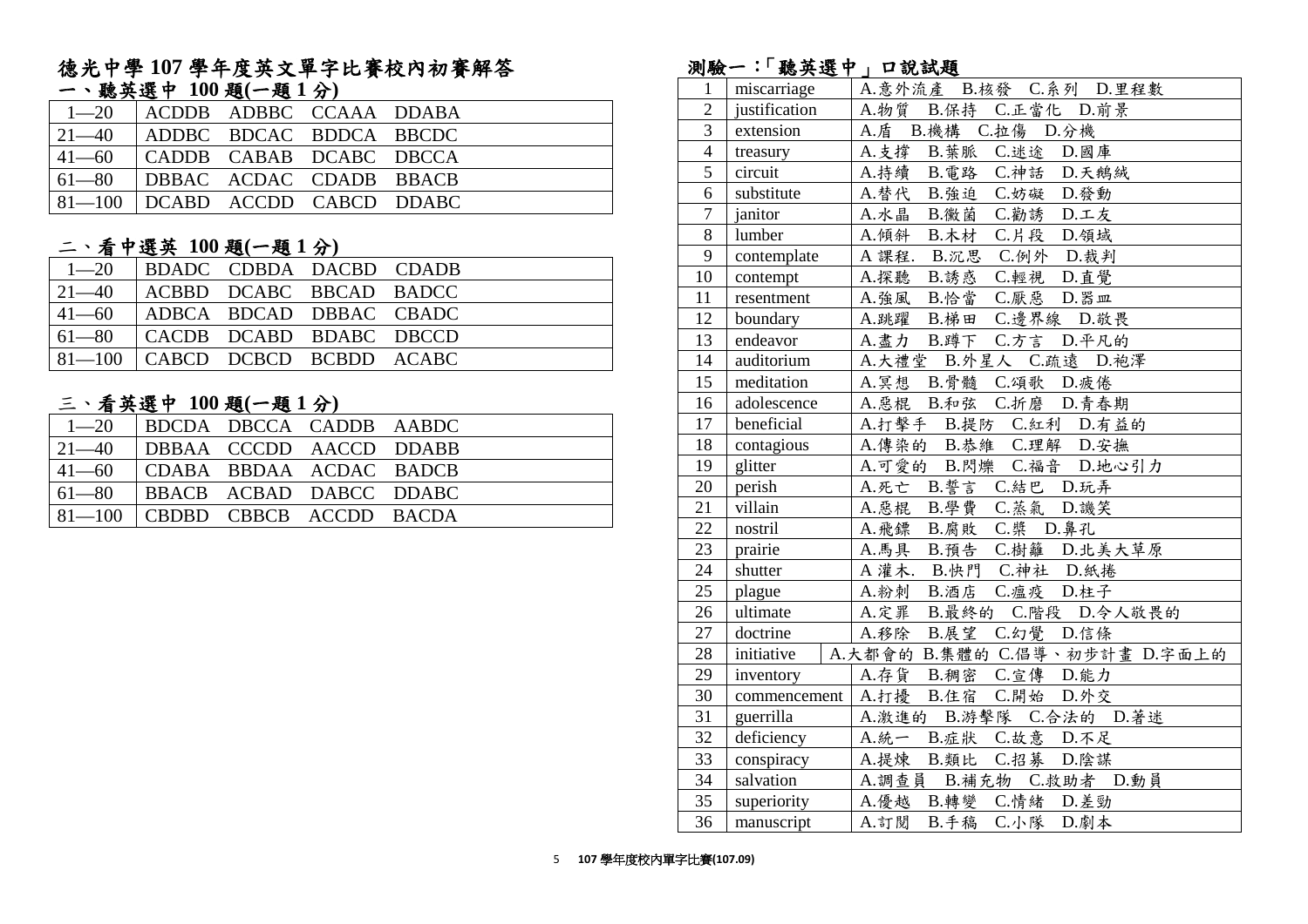# 德光中學 107 學年度英文單字比賽校內初賽解答

## 一、聽英選中 100 題(一題 1 分)

| 1—20 | ACDDB ADBBC CCAAA DDABA |
|---|---|
| 21—40 | ADDBC BDCAC BDDCA BBCDC |
| 41—60 | CADDB CABAB DCABC DBCCA |
| 61—80 | DBBAC ACDAC CDADB BBACB |
| 81—100 | DCABD ACCDD CABCD DDABC |

## 二、看中選英 100 題(一題 1 分)

| 1—20 | BDADC CDBDA DACBD CDADB |
|---|---|
| 21—40 | ACBBD DCABC BBCAD BADCC |
| 41—60 | ADBCA BDCAD DBBAC CBADC |
| 61—80 | CACDB DCABD BDABC DBCCD |
| 81—100 | CABCD DCBCD BCBDD ACABC |

## 三、看英選中 100 題(一題 1 分)

| 1—20 | BDCDA DBCCA CADDB AABDC |
|---|---|
| 21—40 | DBBAA CCCDD AACCD DDABB |
| 41—60 | CDABA BBDAA ACDAC BADCB |
| 61—80 | BBACB ACBAD DABCC DDABC |
| 81—100 | CBDBD CBBCB ACCDD BACDA |

## 測驗一：「聽英選中」口說試題

| | | |
|---|---|---|
| 1 | miscarriage | A.意外流產 B.核發 C.系列 D.里程數 |
| 2 | justification | A.物質 B.保持 C.正當化 D.前景 |
| 3 | extension | A.盾 B.機構 C.拉傷 D.分機 |
| 4 | treasury | A.支撐 B.葉脈 C.迷途 D.國庫 |
| 5 | circuit | A.持續 B.電路 C.神話 D.天鵝絨 |
| 6 | substitute | A.替代 B.強迫 C.妨礙 D.發動 |
| 7 | janitor | A.水晶 B.黴菌 C.勸誘 D.工友 |
| 8 | lumber | A.傾斜 B.木材 C.片段 D.領域 |
| 9 | contemplate | A 課程. B.沉思 C.例外 D.裁判 |
| 10 | contempt | A.探聽 B.誘惑 C.輕視 D.直覺 |
| 11 | resentment | A.強風 B.恰當 C.厭惡 D.器皿 |
| 12 | boundary | A.跳躍 B.梯田 C.邊界線 D.敬畏 |
| 13 | endeavor | A.盡力 B.蹲下 C.方言 D.平凡的 |
| 14 | auditorium | A.大禮堂 B.外星人 C.疏遠 D.袍澤 |
| 15 | meditation | A.冥想 B.骨髓 C.頌歌 D.疲倦 |
| 16 | adolescence | A.惡棍 B.和弦 C.折磨 D.青春期 |
| 17 | beneficial | A.打擊手 B.提防 C.紅利 D.有益的 |
| 18 | contagious | A.傳染的 B.恭維 C.理解 D.安撫 |
| 19 | glitter | A.可愛的 B.閃爍 C.福音 D.地心引力 |
| 20 | perish | A.死亡 B.誓言 C.結巴 D.玩弄 |
| 21 | villain | A.惡棍 B.學費 C.蒸氣 D.譏笑 |
| 22 | nostril | A.飛鏢 B.腐敗 C.槳 D.鼻孔 |
| 23 | prairie | A.馬具 B.預告 C.樹籬 D.北美大草原 |
| 24 | shutter | A 灌木. B.快門 C.神社 D.紙捲 |
| 25 | plague | A.粉刺 B.酒店 C.瘟疫 D.柱子 |
| 26 | ultimate | A.定罪 B.最終的 C.階段 D.令人敬畏的 |
| 27 | doctrine | A.移除 B.展望 C.幻覺 D.信條 |
| 28 | initiative | A.大都會的 B.集體的 C.倡導、初步計畫 D.字面上的 |
| 29 | inventory | A.存貨 B.稠密 C.宣傳 D.能力 |
| 30 | commencement | A.打擾 B.住宿 C.開始 D.外交 |
| 31 | guerrilla | A.激進的 B.游擊隊 C.合法的 D.著迷 |
| 32 | deficiency | A.統一 B.症狀 C.故意 D.不足 |
| 33 | conspiracy | A.提煉 B.類比 C.招募 D.陰謀 |
| 34 | salvation | A.調查員 B.補充物 C.救助者 D.動員 |
| 35 | superiority | A.優越 B.轉變 C.情緒 D.差勁 |
| 36 | manuscript | A.訂閱 B.手稿 C.小隊 D.劇本 |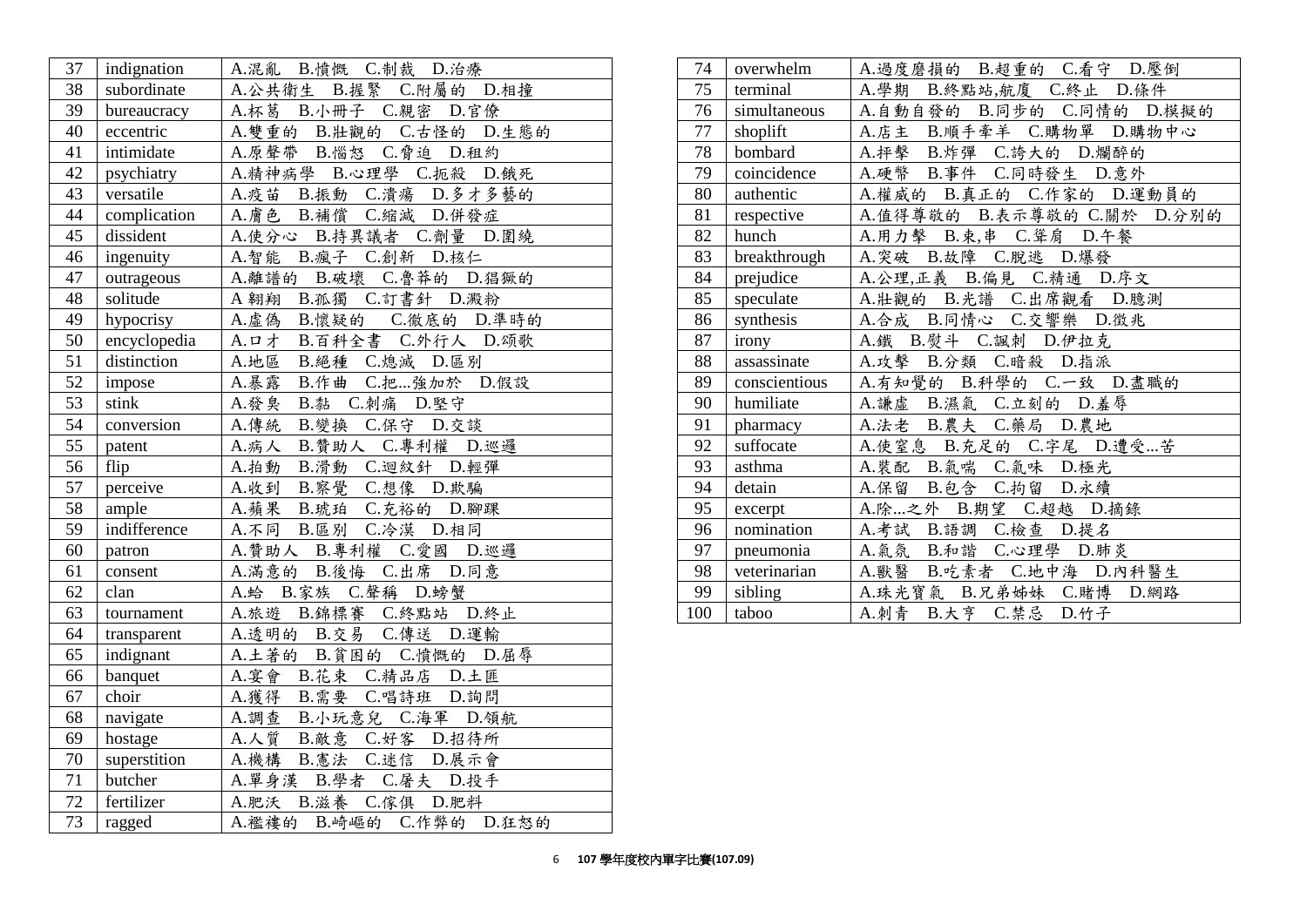| | | |
|---|---|---|
| 37 | indignation | A.混亂　B.憤慨　C.制裁　D.治療 |
| 38 | subordinate | A.公共衛生　B.握緊　C.附屬的　D.相撞 |
| 39 | bureaucracy | A.杯葛　B.小冊子　C.親密　D.官僚 |
| 40 | eccentric | A.雙重的　B.壯觀的　C.古怪的　D.生態的 |
| 41 | intimidate | A.原聲帶　B.惱怒　C.脅迫　D.租約 |
| 42 | psychiatry | A.精神病學　B.心理學　C.扼殺　D.餓死 |
| 43 | versatile | A.疫苗　B.振動　C.潰瘍　D.多才多藝的 |
| 44 | complication | A.膚色　B.補償　C.縮減　D.併發症 |
| 45 | dissident | A.使分心　B.持異議者　C.劑量　D.圍繞 |
| 46 | ingenuity | A.智能　B.瘋子　C.創新　D.核仁 |
| 47 | outrageous | A.離譜的　B.破壞　C.魯莽的　D.猖獗的 |
| 48 | solitude | A 翱翔　B.孤獨　C.訂書針　D.濺粉 |
| 49 | hypocrisy | A.虛偽　B.懷疑的　C.徹底的　D.準時的 |
| 50 | encyclopedia | A.口才　B.百科全書　C.外行人　D.頌歌 |
| 51 | distinction | A.地區　B.絕種　C.熄滅　D.區別 |
| 52 | impose | A.暴露　B.作曲　C.把...強加於　D.假設 |
| 53 | stink | A.發臭　B.黏　C.刺痛　D.堅守 |
| 54 | conversion | A.傳統　B.變換　C.保守　D.交談 |
| 55 | patent | A.病人　B.贊助人　C.專利權　D.巡邏 |
| 56 | flip | A.拍動　B.滑動　C.迴紋針　D.輕彈 |
| 57 | perceive | A.收到　B.察覺　C.想像　D.欺騙 |
| 58 | ample | A.蘋果　B.琥珀　C.充裕的　D.腳踝 |
| 59 | indifference | A.不同　B.區別　C.冷漠　D.相同 |
| 60 | patron | A.贊助人　B.專利權　C.愛國　D.巡邏 |
| 61 | consent | A.滿意的　B.後悔　C.出席　D.同意 |
| 62 | clan | A.蛤　B.家族　C.聲稱　D.螃蟹 |
| 63 | tournament | A.旅遊　B.錦標賽　C.終點站　D.終止 |
| 64 | transparent | A.透明的　B.交易　C.傳送　D.運輸 |
| 65 | indignant | A.土著的　B.貧困的　C.憤慨的　D.屈辱 |
| 66 | banquet | A.宴會　B.花束　C.精品店　D.土匪 |
| 67 | choir | A.獲得　B.需要　C.唱詩班　D.詢問 |
| 68 | navigate | A.調查　B.小玩意兒　C.海軍　D.領航 |
| 69 | hostage | A.人質　B.敵意　C.好客　D.招待所 |
| 70 | superstition | A.機構　B.憲法　C.迷信　D.展示會 |
| 71 | butcher | A.單身漢　B.學者　C.屠夫　D.投手 |
| 72 | fertilizer | A.肥沃　B.滋養　C.傢俱　D.肥料 |
| 73 | ragged | A.襤褸的　B.崎嶇的　C.作弊的　D.狂怒的 |
| 74 | overwhelm | A.過度磨損的　B.超重的　C.看守　D.壓倒 |
| 75 | terminal | A.學期　B.終點站,航廈　C.終止　D.條件 |
| 76 | simultaneous | A.自動自發的　B.同步的　C.同情的　D.模擬的 |
| 77 | shoplift | A.店主　B.順手牽羊　C.購物單　D.購物中心 |
| 78 | bombard | A.抨擊　B.炸彈　C.誇大的　D.爛醉的 |
| 79 | coincidence | A.硬幣　B.事件　C.同時發生　D.意外 |
| 80 | authentic | A.權威的　B.真正的　C.作家的　D.運動員的 |
| 81 | respective | A.值得尊敬的　B.表示尊敬的 C.關於　D.分別的 |
| 82 | hunch | A.用力擊　B.束,串　C.聳肩　D.午餐 |
| 83 | breakthrough | A.突破　B.故障　C.脫逃　D.爆發 |
| 84 | prejudice | A.公理,正義　B.偏見　C.精通　D.序文 |
| 85 | speculate | A.壯觀的　B.光譜　C.出席觀看　D.臆測 |
| 86 | synthesis | A.合成　B.同情心　C.交響樂　D.徵兆 |
| 87 | irony | A.鐵　B.熨斗　C.諷刺　D.伊拉克 |
| 88 | assassinate | A.攻擊　B.分類　C.暗殺　D.指派 |
| 89 | conscientious | A.有知覺的　B.科學的　C.一致　D.盡職的 |
| 90 | humiliate | A.謙虛　B.濕氣　C.立刻的　D.羞辱 |
| 91 | pharmacy | A.法老　B.農夫　C.藥局　D.農地 |
| 92 | suffocate | A.使窒息　B.充足的　C.字尾　D.遭受...苦 |
| 93 | asthma | A.裝配　B.氣喘　C.氣味　D.極光 |
| 94 | detain | A.保留　B.包含　C.拘留　D.永續 |
| 95 | excerpt | A.除...之外　B.期望　C.超越　D.摘錄 |
| 96 | nomination | A.考試　B.語調　C.檢查　D.提名 |
| 97 | pneumonia | A.氣氛　B.和諧　C.心理學　D.肺炎 |
| 98 | veterinarian | A.獸醫　B.吃素者　C.地中海　D.內科醫生 |
| 99 | sibling | A.珠光寶氣　B.兄弟姊妹　C.賭博　D.網路 |
| 100 | taboo | A.刺青　B.大亨　C.禁忌　D.竹子 |